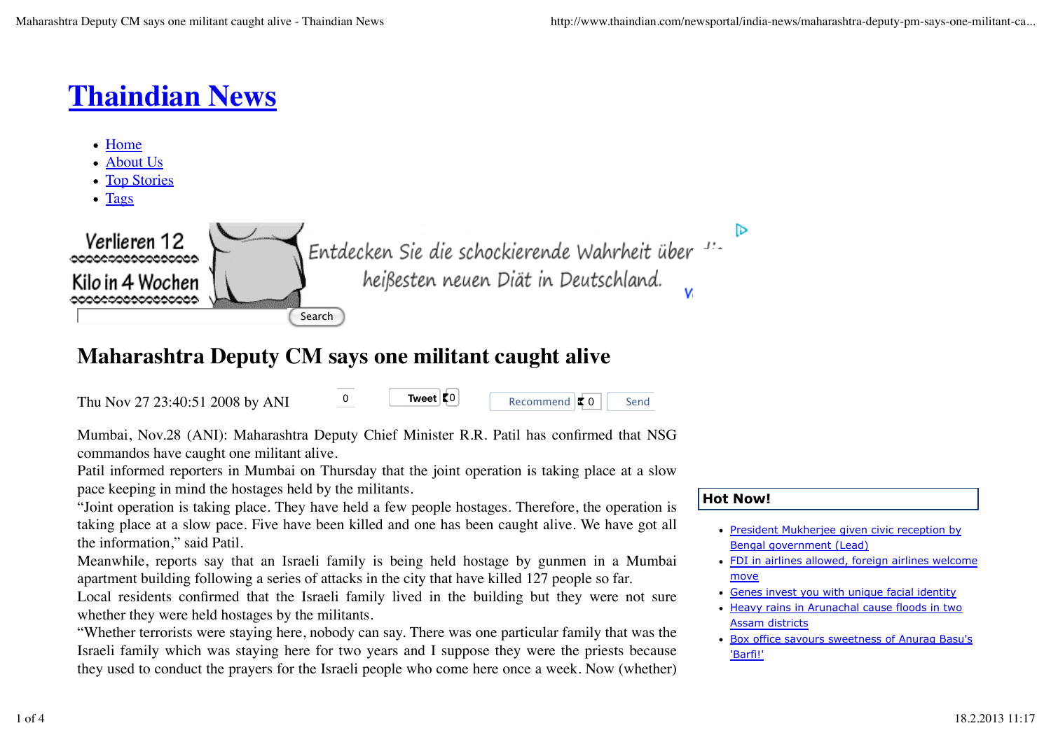# Thaindian News

- Home
- About Us
- Top Stories
- Tags

Verlieren 12 Kilo in 4 Wochen

Entdecken Sie die schockierende Wahrheit über die heißesten neuen Diät in Deutschland.

Search

## Maharashtra Deputy CM says one militant caught alive

Thu Nov 27 23:40:51 2008 by ANI

0 Tweet 0 Recommend 0 Send

Mumbai, Nov.28 (ANI): Maharashtra Deputy Chief Minister R.R. Patil has confirmed that NSG commandos have caught one militant alive.

Patil informed reporters in Mumbai on Thursday that the joint operation is taking place at a slow pace keeping in mind the hostages held by the militants.

"Joint operation is taking place. They have held a few people hostages. Therefore, the operation is taking place at a slow pace. Five have been killed and one has been caught alive. We have got all the information," said Patil.

Meanwhile, reports say that an Israeli family is being held hostage by gunmen in a Mumbai apartment building following a series of attacks in the city that have killed 127 people so far.

Local residents confirmed that the Israeli family lived in the building but they were not sure whether they were held hostages by the militants.

"Whether terrorists were staying here, nobody can say. There was one particular family that was the Israeli family which was staying here for two years and I suppose they were the priests because they used to conduct the prayers for the Israeli people who come here once a week. Now (whether)

**Hot Now!**

- President Mukherjee given civic reception by Bengal government (Lead)
- FDI in airlines allowed, foreign airlines welcome move
- Genes invest you with unique facial identity
- Heavy rains in Arunachal cause floods in two Assam districts
- Box office savours sweetness of Anurag Basu's 'Barfi!'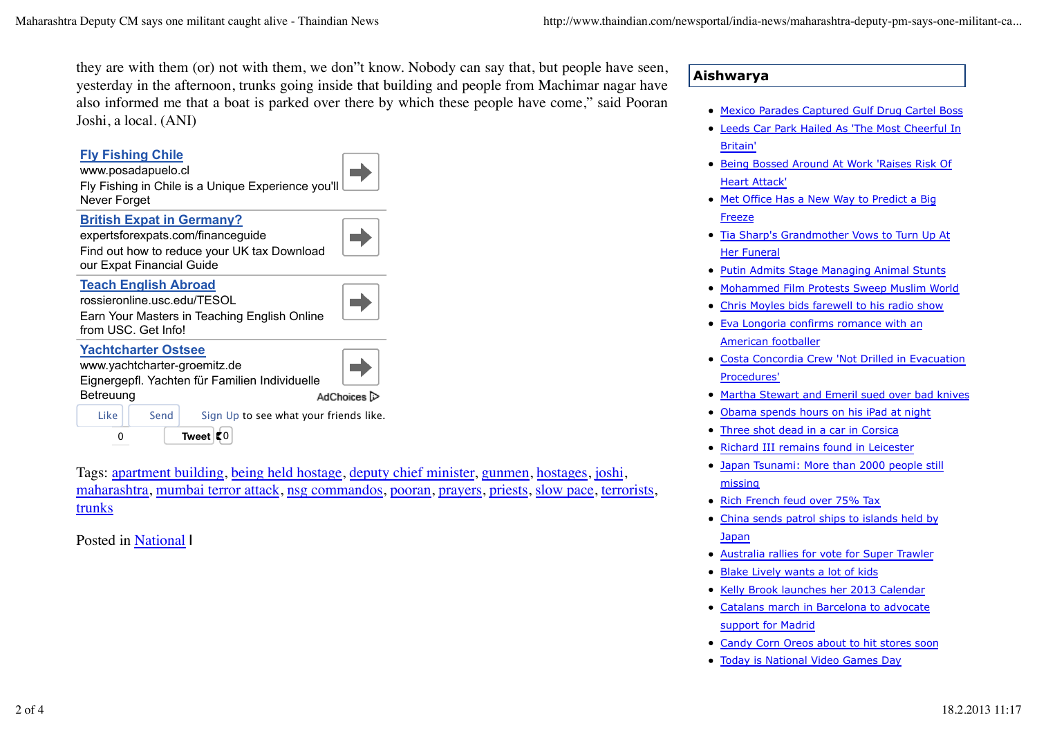they are with them (or) not with them, we don"t know. Nobody can say that, but people have seen, yesterday in the afternoon, trunks going inside that building and people from Machimar nagar have also informed me that a boat is parked over there by which these people have come," said Pooran Joshi, a local. (ANI)

**Fly Fishing Chile**
www.posadapuelo.cl
Fly Fishing in Chile is a Unique Experience you'll Never Forget

**British Expat in Germany?**
expertsforexpats.com/financeguide
Find out how to reduce your UK tax Download our Expat Financial Guide

**Teach English Abroad**
rossieronline.usc.edu/TESOL
Earn Your Masters in Teaching English Online from USC. Get Info!

**Yachtcharter Ostsee**
www.yachtcharter-groemitz.de
Eignergepfl. Yachten für Familien Individuelle Betreuung

AdChoices

Like Send Sign Up to see what your friends like.

0 Tweet 0

Tags: apartment building, being held hostage, deputy chief minister, gunmen, hostages, joshi, maharashtra, mumbai terror attack, nsg commandos, pooran, prayers, priests, slow pace, terrorists, trunks

Posted in National |

## Aishwarya

- Mexico Parades Captured Gulf Drug Cartel Boss
- Leeds Car Park Hailed As 'The Most Cheerful In Britain'
- Being Bossed Around At Work 'Raises Risk Of Heart Attack'
- Met Office Has a New Way to Predict a Big Freeze
- Tia Sharp's Grandmother Vows to Turn Up At Her Funeral
- Putin Admits Stage Managing Animal Stunts
- Mohammed Film Protests Sweep Muslim World
- Chris Moyles bids farewell to his radio show
- Eva Longoria confirms romance with an American footballer
- Costa Concordia Crew 'Not Drilled in Evacuation Procedures'
- Martha Stewart and Emeril sued over bad knives
- Obama spends hours on his iPad at night
- Three shot dead in a car in Corsica
- Richard III remains found in Leicester
- Japan Tsunami: More than 2000 people still missing
- Rich French feud over 75% Tax
- China sends patrol ships to islands held by Japan
- Australia rallies for vote for Super Trawler
- Blake Lively wants a lot of kids
- Kelly Brook launches her 2013 Calendar
- Catalans march in Barcelona to advocate support for Madrid
- Candy Corn Oreos about to hit stores soon
- Today is National Video Games Day